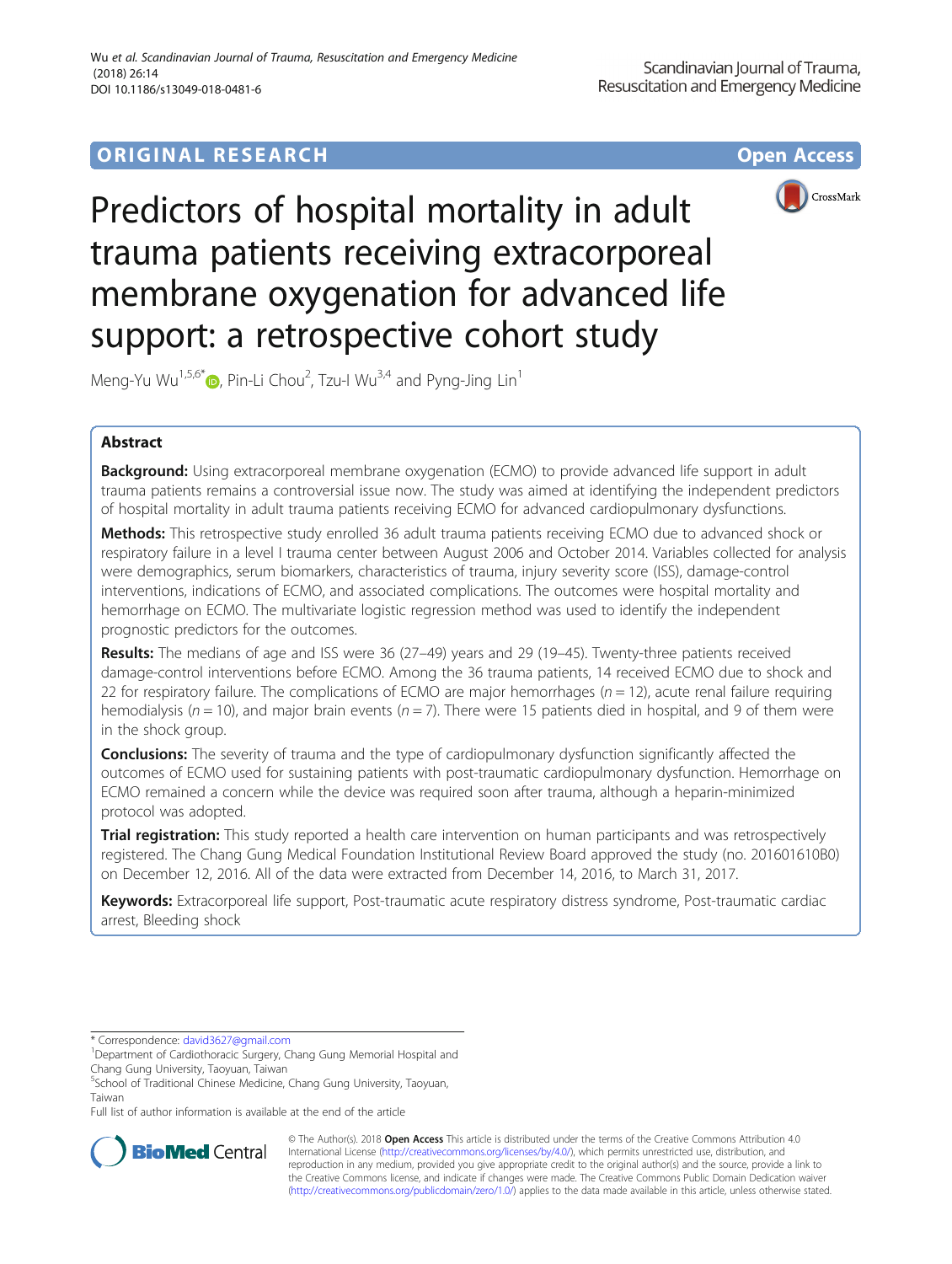ORIGINAL RESEARCH

Open Access

# Predictors of hospital mortality in adult trauma patients receiving extracorporeal membrane oxygenation for advanced life support: a retrospective cohort study

Meng-Yu Wu[1,5,6*], Pin-Li Chou[2], Tzu-I Wu[3,4] and Pyng-Jing Lin[1]

## Abstract

**Background:** Using extracorporeal membrane oxygenation (ECMO) to provide advanced life support in adult trauma patients remains a controversial issue now. The study was aimed at identifying the independent predictors of hospital mortality in adult trauma patients receiving ECMO for advanced cardiopulmonary dysfunctions.

**Methods:** This retrospective study enrolled 36 adult trauma patients receiving ECMO due to advanced shock or respiratory failure in a level I trauma center between August 2006 and October 2014. Variables collected for analysis were demographics, serum biomarkers, characteristics of trauma, injury severity score (ISS), damage-control interventions, indications of ECMO, and associated complications. The outcomes were hospital mortality and hemorrhage on ECMO. The multivariate logistic regression method was used to identify the independent prognostic predictors for the outcomes.

**Results:** The medians of age and ISS were 36 (27–49) years and 29 (19–45). Twenty-three patients received damage-control interventions before ECMO. Among the 36 trauma patients, 14 received ECMO due to shock and 22 for respiratory failure. The complications of ECMO are major hemorrhages ($n = 12$), acute renal failure requiring hemodialysis ($n = 10$), and major brain events ($n = 7$). There were 15 patients died in hospital, and 9 of them were in the shock group.

**Conclusions:** The severity of trauma and the type of cardiopulmonary dysfunction significantly affected the outcomes of ECMO used for sustaining patients with post-traumatic cardiopulmonary dysfunction. Hemorrhage on ECMO remained a concern while the device was required soon after trauma, although a heparin-minimized protocol was adopted.

**Trial registration:** This study reported a health care intervention on human participants and was retrospectively registered. The Chang Gung Medical Foundation Institutional Review Board approved the study (no. 201601610B0) on December 12, 2016. All of the data were extracted from December 14, 2016, to March 31, 2017.

**Keywords:** Extracorporeal life support, Post-traumatic acute respiratory distress syndrome, Post-traumatic cardiac arrest, Bleeding shock

* Correspondence: david3627@gmail.com
[1]Department of Cardiothoracic Surgery, Chang Gung Memorial Hospital and Chang Gung University, Taoyuan, Taiwan
[5]School of Traditional Chinese Medicine, Chang Gung University, Taoyuan, Taiwan
Full list of author information is available at the end of the article

© The Author(s). 2018 **Open Access** This article is distributed under the terms of the Creative Commons Attribution 4.0 International License (http://creativecommons.org/licenses/by/4.0/), which permits unrestricted use, distribution, and reproduction in any medium, provided you give appropriate credit to the original author(s) and the source, provide a link to the Creative Commons license, and indicate if changes were made. The Creative Commons Public Domain Dedication waiver (http://creativecommons.org/publicdomain/zero/1.0/) applies to the data made available in this article, unless otherwise stated.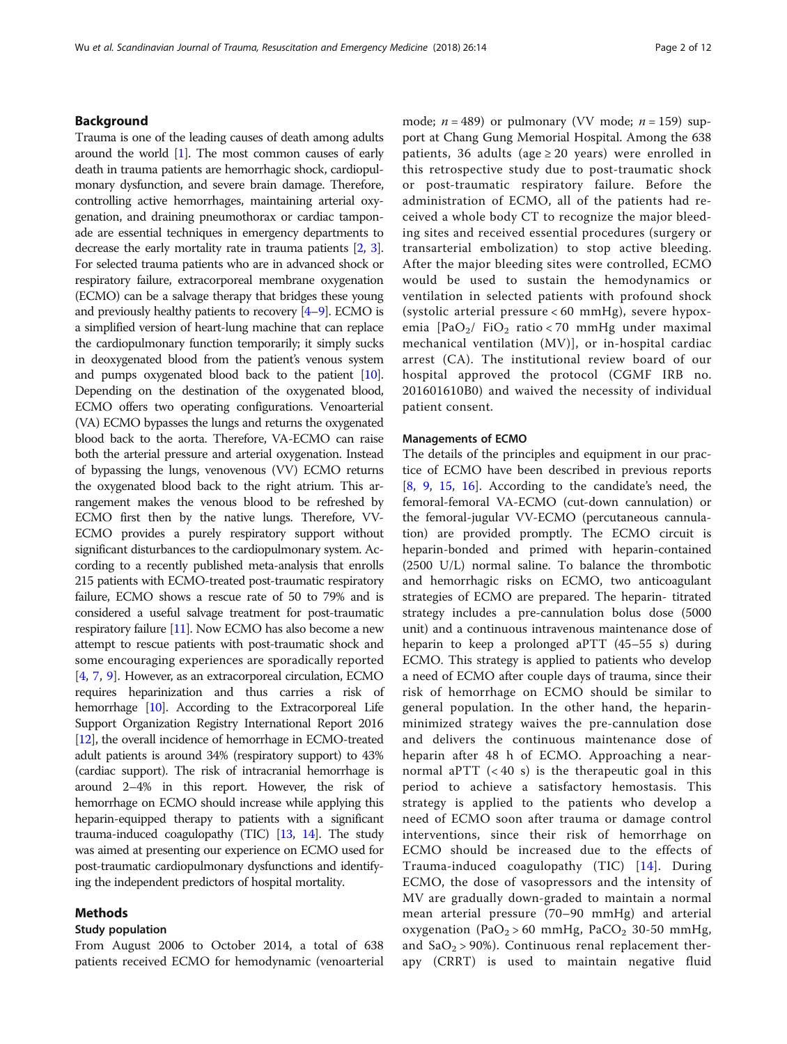## Background

Trauma is one of the leading causes of death among adults around the world [1]. The most common causes of early death in trauma patients are hemorrhagic shock, cardiopulmonary dysfunction, and severe brain damage. Therefore, controlling active hemorrhages, maintaining arterial oxygenation, and draining pneumothorax or cardiac tamponade are essential techniques in emergency departments to decrease the early mortality rate in trauma patients [2, 3]. For selected trauma patients who are in advanced shock or respiratory failure, extracorporeal membrane oxygenation (ECMO) can be a salvage therapy that bridges these young and previously healthy patients to recovery [4–9]. ECMO is a simplified version of heart-lung machine that can replace the cardiopulmonary function temporarily; it simply sucks in deoxygenated blood from the patient's venous system and pumps oxygenated blood back to the patient [10]. Depending on the destination of the oxygenated blood, ECMO offers two operating configurations. Venoarterial (VA) ECMO bypasses the lungs and returns the oxygenated blood back to the aorta. Therefore, VA-ECMO can raise both the arterial pressure and arterial oxygenation. Instead of bypassing the lungs, venovenous (VV) ECMO returns the oxygenated blood back to the right atrium. This arrangement makes the venous blood to be refreshed by ECMO first then by the native lungs. Therefore, VV-ECMO provides a purely respiratory support without significant disturbances to the cardiopulmonary system. According to a recently published meta-analysis that enrolls 215 patients with ECMO-treated post-traumatic respiratory failure, ECMO shows a rescue rate of 50 to 79% and is considered a useful salvage treatment for post-traumatic respiratory failure [11]. Now ECMO has also become a new attempt to rescue patients with post-traumatic shock and some encouraging experiences are sporadically reported [4, 7, 9]. However, as an extracorporeal circulation, ECMO requires heparinization and thus carries a risk of hemorrhage [10]. According to the Extracorporeal Life Support Organization Registry International Report 2016 [12], the overall incidence of hemorrhage in ECMO-treated adult patients is around 34% (respiratory support) to 43% (cardiac support). The risk of intracranial hemorrhage is around 2–4% in this report. However, the risk of hemorrhage on ECMO should increase while applying this heparin-equipped therapy to patients with a significant trauma-induced coagulopathy (TIC) [13, 14]. The study was aimed at presenting our experience on ECMO used for post-traumatic cardiopulmonary dysfunctions and identifying the independent predictors of hospital mortality.

## Methods

### Study population

From August 2006 to October 2014, a total of 638 patients received ECMO for hemodynamic (venoarterial mode; $n = 489$) or pulmonary (VV mode; $n = 159$) support at Chang Gung Memorial Hospital. Among the 638 patients, 36 adults (age ≥ 20 years) were enrolled in this retrospective study due to post-traumatic shock or post-traumatic respiratory failure. Before the administration of ECMO, all of the patients had received a whole body CT to recognize the major bleeding sites and received essential procedures (surgery or transarterial embolization) to stop active bleeding. After the major bleeding sites were controlled, ECMO would be used to sustain the hemodynamics or ventilation in selected patients with profound shock (systolic arterial pressure < 60 mmHg), severe hypoxemia [$PaO_2$/ $FiO_2$ ratio < 70 mmHg under maximal mechanical ventilation (MV)], or in-hospital cardiac arrest (CA). The institutional review board of our hospital approved the protocol (CGMF IRB no. 201601610B0) and waived the necessity of individual patient consent.

### Managements of ECMO

The details of the principles and equipment in our practice of ECMO have been described in previous reports [8, 9, 15, 16]. According to the candidate's need, the femoral-femoral VA-ECMO (cut-down cannulation) or the femoral-jugular VV-ECMO (percutaneous cannulation) are provided promptly. The ECMO circuit is heparin-bonded and primed with heparin-contained (2500 U/L) normal saline. To balance the thrombotic and hemorrhagic risks on ECMO, two anticoagulant strategies of ECMO are prepared. The heparin- titrated strategy includes a pre-cannulation bolus dose (5000 unit) and a continuous intravenous maintenance dose of heparin to keep a prolonged aPTT (45–55 s) during ECMO. This strategy is applied to patients who develop a need of ECMO after couple days of trauma, since their risk of hemorrhage on ECMO should be similar to general population. In the other hand, the heparin-minimized strategy waives the pre-cannulation dose and delivers the continuous maintenance dose of heparin after 48 h of ECMO. Approaching a near-normal aPTT (< 40 s) is the therapeutic goal in this period to achieve a satisfactory hemostasis. This strategy is applied to the patients who develop a need of ECMO soon after trauma or damage control interventions, since their risk of hemorrhage on ECMO should be increased due to the effects of Trauma-induced coagulopathy (TIC) [14]. During ECMO, the dose of vasopressors and the intensity of MV are gradually down-graded to maintain a normal mean arterial pressure (70–90 mmHg) and arterial oxygenation ($PaO_2$ > 60 mmHg, $PaCO_2$ 30-50 mmHg, and $SaO_2$ > 90%). Continuous renal replacement therapy (CRRT) is used to maintain negative fluid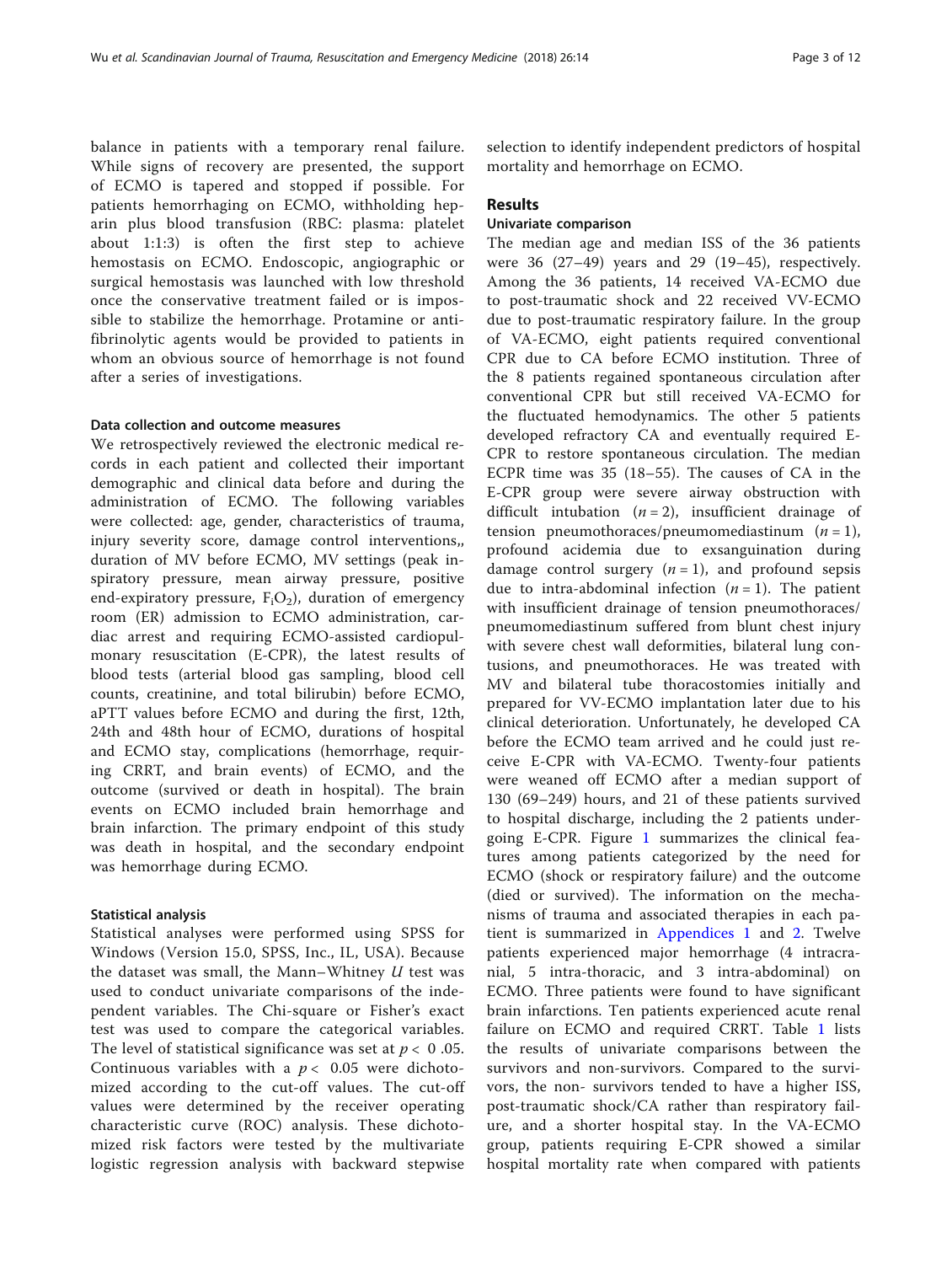balance in patients with a temporary renal failure. While signs of recovery are presented, the support of ECMO is tapered and stopped if possible. For patients hemorrhaging on ECMO, withholding heparin plus blood transfusion (RBC: plasma: platelet about 1:1:3) is often the first step to achieve hemostasis on ECMO. Endoscopic, angiographic or surgical hemostasis was launched with low threshold once the conservative treatment failed or is impossible to stabilize the hemorrhage. Protamine or anti-fibrinolytic agents would be provided to patients in whom an obvious source of hemorrhage is not found after a series of investigations.

### Data collection and outcome measures

We retrospectively reviewed the electronic medical records in each patient and collected their important demographic and clinical data before and during the administration of ECMO. The following variables were collected: age, gender, characteristics of trauma, injury severity score, damage control interventions,, duration of MV before ECMO, MV settings (peak inspiratory pressure, mean airway pressure, positive end-expiratory pressure, $F_iO_2$), duration of emergency room (ER) admission to ECMO administration, cardiac arrest and requiring ECMO-assisted cardiopulmonary resuscitation (E-CPR), the latest results of blood tests (arterial blood gas sampling, blood cell counts, creatinine, and total bilirubin) before ECMO, aPTT values before ECMO and during the first, 12th, 24th and 48th hour of ECMO, durations of hospital and ECMO stay, complications (hemorrhage, requiring CRRT, and brain events) of ECMO, and the outcome (survived or death in hospital). The brain events on ECMO included brain hemorrhage and brain infarction. The primary endpoint of this study was death in hospital, and the secondary endpoint was hemorrhage during ECMO.

### Statistical analysis

Statistical analyses were performed using SPSS for Windows (Version 15.0, SPSS, Inc., IL, USA). Because the dataset was small, the Mann–Whitney $U$ test was used to conduct univariate comparisons of the independent variables. The Chi-square or Fisher's exact test was used to compare the categorical variables. The level of statistical significance was set at $p < 0.05$. Continuous variables with a $p < 0.05$ were dichotomized according to the cut-off values. The cut-off values were determined by the receiver operating characteristic curve (ROC) analysis. These dichotomized risk factors were tested by the multivariate logistic regression analysis with backward stepwise selection to identify independent predictors of hospital mortality and hemorrhage on ECMO.

## Results

### Univariate comparison

The median age and median ISS of the 36 patients were 36 (27–49) years and 29 (19–45), respectively. Among the 36 patients, 14 received VA-ECMO due to post-traumatic shock and 22 received VV-ECMO due to post-traumatic respiratory failure. In the group of VA-ECMO, eight patients required conventional CPR due to CA before ECMO institution. Three of the 8 patients regained spontaneous circulation after conventional CPR but still received VA-ECMO for the fluctuated hemodynamics. The other 5 patients developed refractory CA and eventually required E-CPR to restore spontaneous circulation. The median ECPR time was 35 (18–55). The causes of CA in the E-CPR group were severe airway obstruction with difficult intubation ($n = 2$), insufficient drainage of tension pneumothoraces/pneumomediastinum ($n = 1$), profound acidemia due to exsanguination during damage control surgery ($n = 1$), and profound sepsis due to intra-abdominal infection ($n = 1$). The patient with insufficient drainage of tension pneumothoraces/pneumomediastinum suffered from blunt chest injury with severe chest wall deformities, bilateral lung contusions, and pneumothoraces. He was treated with MV and bilateral tube thoracostomies initially and prepared for VV-ECMO implantation later due to his clinical deterioration. Unfortunately, he developed CA before the ECMO team arrived and he could just receive E-CPR with VA-ECMO. Twenty-four patients were weaned off ECMO after a median support of 130 (69–249) hours, and 21 of these patients survived to hospital discharge, including the 2 patients undergoing E-CPR. Figure 1 summarizes the clinical features among patients categorized by the need for ECMO (shock or respiratory failure) and the outcome (died or survived). The information on the mechanisms of trauma and associated therapies in each patient is summarized in Appendices 1 and 2. Twelve patients experienced major hemorrhage (4 intracranial, 5 intra-thoracic, and 3 intra-abdominal) on ECMO. Three patients were found to have significant brain infarctions. Ten patients experienced acute renal failure on ECMO and required CRRT. Table 1 lists the results of univariate comparisons between the survivors and non-survivors. Compared to the survivors, the non- survivors tended to have a higher ISS, post-traumatic shock/CA rather than respiratory failure, and a shorter hospital stay. In the VA-ECMO group, patients requiring E-CPR showed a similar hospital mortality rate when compared with patients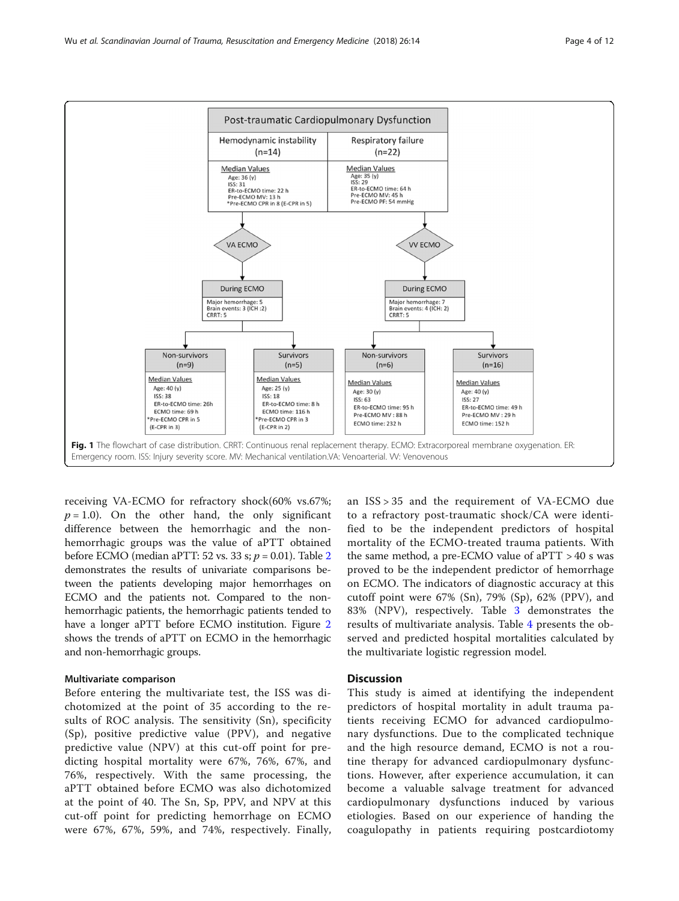Post-traumatic Cardiopulmonary Dysfunction

| Hemodynamic instability (n=14) | Respiratory failure (n=22) |
|---|---|
| Median Values<br>Age: 36 (y)<br>ISS: 31<br>ER-to-ECMO time: 22 h<br>Pre-ECMO MV: 13 h<br>*Pre-ECMO CPR in 8 (E-CPR in 5) | Median Values<br>Age: 35 (y)<br>ISS: 29<br>ER-to-ECMO time: 64 h<br>Pre-ECMO MV: 45 h<br>Pre-ECMO PF: 54 mmHg |

VA ECMO → During ECMO: Major hemorrhage: 5; Brain events: 3 (ICH :2); CRRT: 5

VV ECMO → During ECMO: Major hemorrhage: 7; Brain events: 4 (ICH: 2); CRRT: 5

| Non-survivors (n=9) | Survivors (n=5) | Non-survivors (n=6) | Survivors (n=16) |
|---|---|---|---|
| Median Values<br>Age: 40 (y)<br>ISS: 38<br>ER-to-ECMO time: 26h<br>ECMO time: 69 h<br>*Pre-ECMO CPR in 5 (E-CPR in 3) | Median Values<br>Age: 25 (y)<br>ISS: 18<br>ER-to-ECMO time: 8 h<br>ECMO time: 116 h<br>*Pre-ECMO CPR in 3 (E-CPR in 2) | Median Values<br>Age: 30 (y)<br>ISS: 63<br>ER-to-ECMO time: 95 h<br>Pre-ECMO MV : 88 h<br>ECMO time: 232 h | Median Values<br>Age: 40 (y)<br>ISS: 27<br>ER-to-ECMO time: 49 h<br>Pre-ECMO MV : 29 h<br>ECMO time: 152 h |

**Fig. 1** The flowchart of case distribution. CRRT: Continuous renal replacement therapy. ECMO: Extracorporeal membrane oxygenation. ER: Emergency room. ISS: Injury severity score. MV: Mechanical ventilation.VA: Venoarterial. VV: Venovenous

receiving VA-ECMO for refractory shock(60% vs.67%; $p = 1.0$). On the other hand, the only significant difference between the hemorrhagic and the non-hemorrhagic groups was the value of aPTT obtained before ECMO (median aPTT: 52 vs. 33 s; $p = 0.01$). Table 2 demonstrates the results of univariate comparisons between the patients developing major hemorrhages on ECMO and the patients not. Compared to the non-hemorrhagic patients, the hemorrhagic patients tended to have a longer aPTT before ECMO institution. Figure 2 shows the trends of aPTT on ECMO in the hemorrhagic and non-hemorrhagic groups.

### Multivariate comparison

Before entering the multivariate test, the ISS was dichotomized at the point of 35 according to the results of ROC analysis. The sensitivity (Sn), specificity (Sp), positive predictive value (PPV), and negative predictive value (NPV) at this cut-off point for predicting hospital mortality were 67%, 76%, 67%, and 76%, respectively. With the same processing, the aPTT obtained before ECMO was also dichotomized at the point of 40. The Sn, Sp, PPV, and NPV at this cut-off point for predicting hemorrhage on ECMO were 67%, 67%, 59%, and 74%, respectively. Finally, an ISS > 35 and the requirement of VA-ECMO due to a refractory post-traumatic shock/CA were identified to be the independent predictors of hospital mortality of the ECMO-treated trauma patients. With the same method, a pre-ECMO value of aPTT > 40 s was proved to be the independent predictor of hemorrhage on ECMO. The indicators of diagnostic accuracy at this cutoff point were 67% (Sn), 79% (Sp), 62% (PPV), and 83% (NPV), respectively. Table 3 demonstrates the results of multivariate analysis. Table 4 presents the observed and predicted hospital mortalities calculated by the multivariate logistic regression model.

## Discussion

This study is aimed at identifying the independent predictors of hospital mortality in adult trauma patients receiving ECMO for advanced cardiopulmonary dysfunctions. Due to the complicated technique and the high resource demand, ECMO is not a routine therapy for advanced cardiopulmonary dysfunctions. However, after experience accumulation, it can become a valuable salvage treatment for advanced cardiopulmonary dysfunctions induced by various etiologies. Based on our experience of handing the coagulopathy in patients requiring postcardiotomy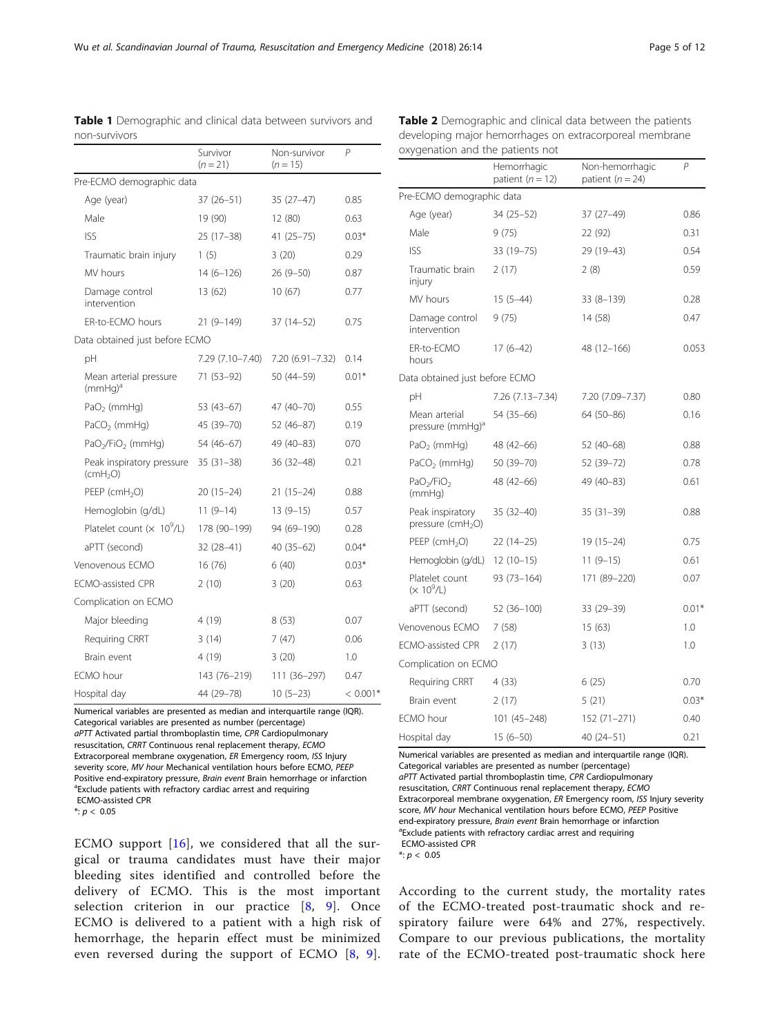**Table 1** Demographic and clinical data between survivors and non-survivors

| | Survivor ($n = 21$) | Non-survivor ($n = 15$) | *P* |
|---|---|---|---|
| Pre-ECMO demographic data | | | |
| Age (year) | 37 (26–51) | 35 (27–47) | 0.85 |
| Male | 19 (90) | 12 (80) | 0.63 |
| ISS | 25 (17–38) | 41 (25–75) | 0.03* |
| Traumatic brain injury | 1 (5) | 3 (20) | 0.29 |
| MV hours | 14 (6–126) | 26 (9–50) | 0.87 |
| Damage control intervention | 13 (62) | 10 (67) | 0.77 |
| ER-to-ECMO hours | 21 (9–149) | 37 (14–52) | 0.75 |
| Data obtained just before ECMO | | | |
| pH | 7.29 (7.10–7.40) | 7.20 (6.91–7.32) | 0.14 |
| Mean arterial pressure (mmHg)[a] | 71 (53–92) | 50 (44–59) | 0.01* |
| $PaO_2$ (mmHg) | 53 (43–67) | 47 (40–70) | 0.55 |
| $PaCO_2$ (mmHg) | 45 (39–70) | 52 (46–87) | 0.19 |
| $PaO_2/FiO_2$ (mmHg) | 54 (46–67) | 49 (40–83) | 070 |
| Peak inspiratory pressure ($cmH_2O$) | 35 (31–38) | 36 (32–48) | 0.21 |
| PEEP ($cmH_2O$) | 20 (15–24) | 21 (15–24) | 0.88 |
| Hemoglobin (g/dL) | 11 (9–14) | 13 (9–15) | 0.57 |
| Platelet count ($\times 10^9$/L) | 178 (90–199) | 94 (69–190) | 0.28 |
| aPTT (second) | 32 (28–41) | 40 (35–62) | 0.04* |
| Venovenous ECMO | 16 (76) | 6 (40) | 0.03* |
| ECMO-assisted CPR | 2 (10) | 3 (20) | 0.63 |
| Complication on ECMO | | | |
| Major bleeding | 4 (19) | 8 (53) | 0.07 |
| Requiring CRRT | 3 (14) | 7 (47) | 0.06 |
| Brain event | 4 (19) | 3 (20) | 1.0 |
| ECMO hour | 143 (76–219) | 111 (36–297) | 0.47 |
| Hospital day | 44 (29–78) | 10 (5–23) | < 0.001* |

Numerical variables are presented as median and interquartile range (IQR). Categorical variables are presented as number (percentage)
*aPTT* Activated partial thromboplastin time, *CPR* Cardiopulmonary resuscitation, *CRRT* Continuous renal replacement therapy, *ECMO* Extracorporeal membrane oxygenation, *ER* Emergency room, *ISS* Injury severity score, *MV hour* Mechanical ventilation hours before ECMO, *PEEP* Positive end-expiratory pressure, *Brain event* Brain hemorrhage or infarction
[a]Exclude patients with refractory cardiac arrest and requiring ECMO-assisted CPR
*: $p < 0.05$

ECMO support [16], we considered that all the surgical or trauma candidates must have their major bleeding sites identified and controlled before the delivery of ECMO. This is the most important selection criterion in our practice [8, 9]. Once ECMO is delivered to a patient with a high risk of hemorrhage, the heparin effect must be minimized even reversed during the support of ECMO [8, 9].

**Table 2** Demographic and clinical data between the patients developing major hemorrhages on extracorporeal membrane oxygenation and the patients not

| | Hemorrhagic patient ($n = 12$) | Non-hemorrhagic patient ($n = 24$) | *P* |
|---|---|---|---|
| Pre-ECMO demographic data | | | |
| Age (year) | 34 (25–52) | 37 (27–49) | 0.86 |
| Male | 9 (75) | 22 (92) | 0.31 |
| ISS | 33 (19–75) | 29 (19–43) | 0.54 |
| Traumatic brain injury | 2 (17) | 2 (8) | 0.59 |
| MV hours | 15 (5–44) | 33 (8–139) | 0.28 |
| Damage control intervention | 9 (75) | 14 (58) | 0.47 |
| ER-to-ECMO hours | 17 (6–42) | 48 (12–166) | 0.053 |
| Data obtained just before ECMO | | | |
| pH | 7.26 (7.13–7.34) | 7.20 (7.09–7.37) | 0.80 |
| Mean arterial pressure (mmHg)[a] | 54 (35–66) | 64 (50–86) | 0.16 |
| $PaO_2$ (mmHg) | 48 (42–66) | 52 (40–68) | 0.88 |
| $PaCO_2$ (mmHg) | 50 (39–70) | 52 (39–72) | 0.78 |
| $PaO_2/FiO_2$ (mmHg) | 48 (42–66) | 49 (40–83) | 0.61 |
| Peak inspiratory pressure ($cmH_2O$) | 35 (32–40) | 35 (31–39) | 0.88 |
| PEEP ($cmH_2O$) | 22 (14–25) | 19 (15–24) | 0.75 |
| Hemoglobin (g/dL) | 12 (10–15) | 11 (9–15) | 0.61 |
| Platelet count ($\times 10^9$/L) | 93 (73–164) | 171 (89–220) | 0.07 |
| aPTT (second) | 52 (36–100) | 33 (29–39) | 0.01* |
| Venovenous ECMO | 7 (58) | 15 (63) | 1.0 |
| ECMO-assisted CPR | 2 (17) | 3 (13) | 1.0 |
| Complication on ECMO | | | |
| Requiring CRRT | 4 (33) | 6 (25) | 0.70 |
| Brain event | 2 (17) | 5 (21) | 0.03* |
| ECMO hour | 101 (45–248) | 152 (71–271) | 0.40 |
| Hospital day | 15 (6–50) | 40 (24–51) | 0.21 |

Numerical variables are presented as median and interquartile range (IQR). Categorical variables are presented as number (percentage)
*aPTT* Activated partial thromboplastin time, *CPR* Cardiopulmonary resuscitation, *CRRT* Continuous renal replacement therapy, *ECMO* Extracorporeal membrane oxygenation, *ER* Emergency room, *ISS* Injury severity score, *MV hour* Mechanical ventilation hours before ECMO, *PEEP* Positive end-expiratory pressure, *Brain event* Brain hemorrhage or infarction
[a]Exclude patients with refractory cardiac arrest and requiring ECMO-assisted CPR
*: $p < 0.05$

According to the current study, the mortality rates of the ECMO-treated post-traumatic shock and respiratory failure were 64% and 27%, respectively. Compare to our previous publications, the mortality rate of the ECMO-treated post-traumatic shock here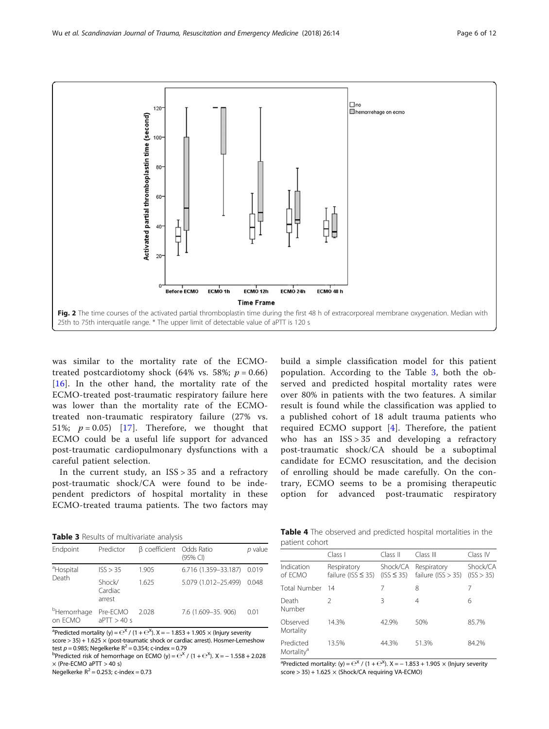Fig. 2 The time courses of the activated partial thromboplastin time during the first 48 h of extracorporeal membrane oxygenation. Median with 25th to 75th interquatile range. * The upper limit of detectable value of aPTT is 120 s

was similar to the mortality rate of the ECMO-treated postcardiotomy shock (64% vs. 58%; $p = 0.66$) [16]. In the other hand, the mortality rate of the ECMO-treated post-traumatic respiratory failure here was lower than the mortality rate of the ECMO-treated non-traumatic respiratory failure (27% vs. 51%; $p = 0.05$) [17]. Therefore, we thought that ECMO could be a useful life support for advanced post-traumatic cardiopulmonary dysfunctions with a careful patient selection.

In the current study, an ISS > 35 and a refractory post-traumatic shock/CA were found to be independent predictors of hospital mortality in these ECMO-treated trauma patients. The two factors may build a simple classification model for this patient population. According to the Table 3, both the observed and predicted hospital mortality rates were over 80% in patients with the two features. A similar result is found while the classification was applied to a published cohort of 18 adult trauma patients who required ECMO support [4]. Therefore, the patient who has an ISS > 35 and developing a refractory post-traumatic shock/CA should be a suboptimal candidate for ECMO resuscitation, and the decision of enrolling should be made carefully. On the contrary, ECMO seems to be a promising therapeutic option for advanced post-traumatic respiratory

**Table 3** Results of multivariate analysis

| Endpoint | Predictor | β coefficient | Odds Ratio (95% CI) | *p* value |
|---|---|---|---|---|
| [a]Hospital Death | ISS > 35 | 1.905 | 6.716 (1.359–33.187) | 0.019 |
| | Shock/ Cardiac arrest | 1.625 | 5.079 (1.012–25.499) | 0.048 |
| [b]Hemorrhage on ECMO | Pre-ECMO aPTT > 40 s | 2.028 | 7.6 (1.609–35. 906) | 0.01 |

[a]Predicted mortality (y) = $e^X / (1 + e^X)$. X = − 1.853 + 1.905 × (Injury severity score > 35) + 1.625 × (post-traumatic shock or cardiac arrest). Hosmer-Lemeshow test $p = 0.985$; Negelkerke $R^2 = 0.354$; c-index = 0.79
[b]Predicted risk of hemorrhage on ECMO (y) = $e^X / (1 + e^X)$. X = − 1.558 + 2.028 × (Pre-ECMO aPTT > 40 s)
Negelkerke $R^2 = 0.253$; c-index = 0.73

**Table 4** The observed and predicted hospital mortalities in the patient cohort

| | Class I | Class II | Class III | Class IV |
|---|---|---|---|---|
| Indication of ECMO | Respiratory failure (ISS ≤ 35) | Shock/CA (ISS ≤ 35) | Respiratory failure (ISS > 35) | Shock/CA (ISS > 35) |
| Total Number | 14 | 7 | 8 | 7 |
| Death Number | 2 | 3 | 4 | 6 |
| Observed Mortality | 14.3% | 42.9% | 50% | 85.7% |
| Predicted Mortality[a] | 13.5% | 44.3% | 51.3% | 84.2% |

[a]Predicted mortality: (y) = $e^X / (1 + e^X)$. X = − 1.853 + 1.905 × (Injury severity score > 35) + 1.625 × (Shock/CA requiring VA-ECMO)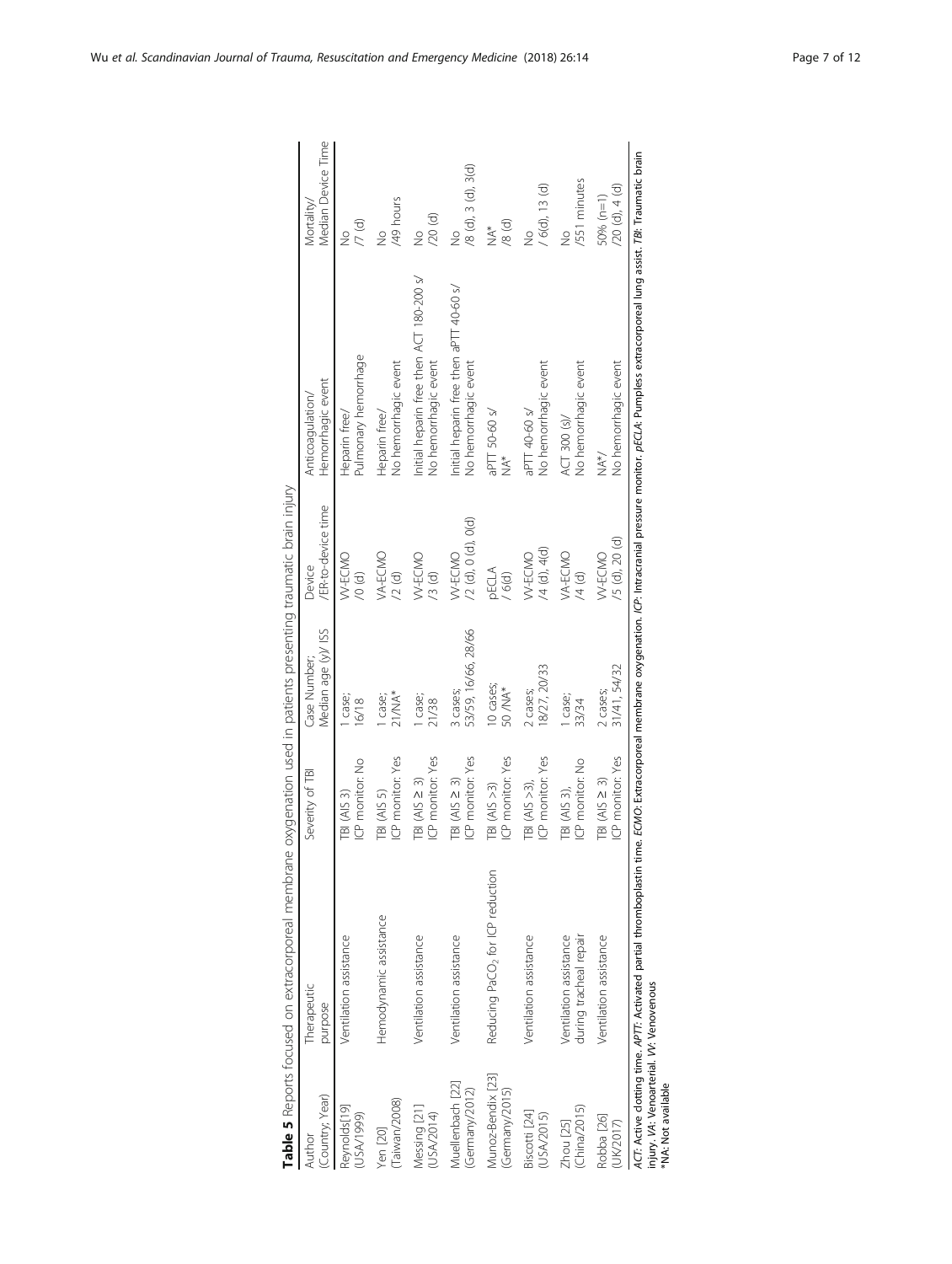**Table 5** Reports focused on extracorporeal membrane oxygenation used in patients presenting traumatic brain injury

| Author (Country; Year) | Therapeutic purpose | Severity of TBI | Case Number; Median age (y)/ ISS | Device /ER-to-device time | Anticoagulation/ Hemorrhagic event | Mortality/ Median Device Time |
|---|---|---|---|---|---|---|
| Reynolds[19] (USA/1999) | Ventilation assistance | TBI (AIS 3) ICP monitor: No | 1 case; 16/18 | VV-ECMO /0 (d) | Heparin free/ Pulmonary hemorrhage | No /7 (d) |
| Yen [20] (Taiwan/2008) | Hemodynamic assistance | TBI (AIS 5) ICP monitor: Yes | 1 case; 21/NA* | VA-ECMO /2 (d) | Heparin free/ No hemorrhagic event | No /49 hours |
| Messing [21] (USA/2014) | Ventilation assistance | TBI (AIS ≥ 3) ICP monitor: Yes | 1 case; 21/38 | VV-ECMO /3 (d) | Initial heparin free then ACT 180-200 s/ No hemorrhagic event | No /20 (d) |
| Muellenbach [22] (Germany/2012) | Ventilation assistance | TBI (AIS ≥ 3) ICP monitor: Yes | 3 cases; 53/59, 16/66, 28/66 | VV-ECMO /2 (d), 0 (d), 0(d) | Initial heparin free then aPTT 40-60 s/ No hemorrhagic event | No /8 (d), 3 (d), 3(d) |
| Munoz-Bendix [23] (Germany/2015) | Reducing $PaCO_2$ for ICP reduction | TBI (AIS >3) ICP monitor: Yes | 10 cases; 50 /NA* | pECLA / 6(d) | aPTT 50-60 s/ NA* | NA* /8 (d) |
| Biscotti [24] (USA/2015) | Ventilation assistance | TBI (AIS >3), ICP monitor: Yes | 2 cases; 18/27, 20/33 | VV-ECMO /4 (d), 4(d) | aPTT 40-60 s/ No hemorrhagic event | No / 6(d), 13 (d) |
| Zhou [25] (China/2015) | Ventilation assistance during tracheal repair | TBI (AIS 3), ICP monitor: No | 1 case; 33/34 | VA-ECMO /4 (d) | ACT 300 (s)/ No hemorrhagic event | No /551 minutes |
| Robba [26] (UK/2017) | Ventilation assistance | TBI (AIS ≥ 3) ICP monitor: Yes | 2 cases; 31/41, 54/32 | VV-ECMO /5 (d), 20 (d) | NA*/ No hemorrhagic event | 50% (n=1) /20 (d), 4 (d) |

*ACT*: Active clotting time. *APTT*: Activated partial thromboplastin time. *ECMO*: Extracorporeal membrane oxygenation. *ICP*: Intracranial pressure monitor. *pECLA*: Pumpless extracorporeal lung assist. *TBI*: Traumatic brain injury. *VA*: Venoarterial. *VV*: Venovenous

*NA: Not available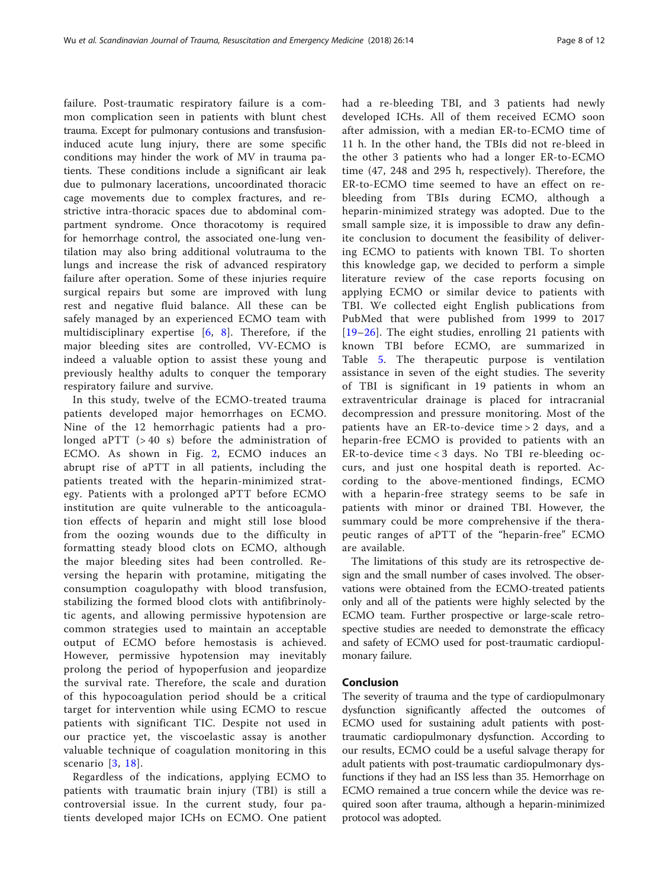failure. Post-traumatic respiratory failure is a common complication seen in patients with blunt chest trauma. Except for pulmonary contusions and transfusion-induced acute lung injury, there are some specific conditions may hinder the work of MV in trauma patients. These conditions include a significant air leak due to pulmonary lacerations, uncoordinated thoracic cage movements due to complex fractures, and restrictive intra-thoracic spaces due to abdominal compartment syndrome. Once thoracotomy is required for hemorrhage control, the associated one-lung ventilation may also bring additional volutrauma to the lungs and increase the risk of advanced respiratory failure after operation. Some of these injuries require surgical repairs but some are improved with lung rest and negative fluid balance. All these can be safely managed by an experienced ECMO team with multidisciplinary expertise [6, 8]. Therefore, if the major bleeding sites are controlled, VV-ECMO is indeed a valuable option to assist these young and previously healthy adults to conquer the temporary respiratory failure and survive.

In this study, twelve of the ECMO-treated trauma patients developed major hemorrhages on ECMO. Nine of the 12 hemorrhagic patients had a prolonged aPTT (> 40 s) before the administration of ECMO. As shown in Fig. 2, ECMO induces an abrupt rise of aPTT in all patients, including the patients treated with the heparin-minimized strategy. Patients with a prolonged aPTT before ECMO institution are quite vulnerable to the anticoagulation effects of heparin and might still lose blood from the oozing wounds due to the difficulty in formatting steady blood clots on ECMO, although the major bleeding sites had been controlled. Reversing the heparin with protamine, mitigating the consumption coagulopathy with blood transfusion, stabilizing the formed blood clots with antifibrinolytic agents, and allowing permissive hypotension are common strategies used to maintain an acceptable output of ECMO before hemostasis is achieved. However, permissive hypotension may inevitably prolong the period of hypoperfusion and jeopardize the survival rate. Therefore, the scale and duration of this hypocoagulation period should be a critical target for intervention while using ECMO to rescue patients with significant TIC. Despite not used in our practice yet, the viscoelastic assay is another valuable technique of coagulation monitoring in this scenario [3, 18].

Regardless of the indications, applying ECMO to patients with traumatic brain injury (TBI) is still a controversial issue. In the current study, four patients developed major ICHs on ECMO. One patient had a re-bleeding TBI, and 3 patients had newly developed ICHs. All of them received ECMO soon after admission, with a median ER-to-ECMO time of 11 h. In the other hand, the TBIs did not re-bleed in the other 3 patients who had a longer ER-to-ECMO time (47, 248 and 295 h, respectively). Therefore, the ER-to-ECMO time seemed to have an effect on re-bleeding from TBIs during ECMO, although a heparin-minimized strategy was adopted. Due to the small sample size, it is impossible to draw any definite conclusion to document the feasibility of delivering ECMO to patients with known TBI. To shorten this knowledge gap, we decided to perform a simple literature review of the case reports focusing on applying ECMO or similar device to patients with TBI. We collected eight English publications from PubMed that were published from 1999 to 2017 [19–26]. The eight studies, enrolling 21 patients with known TBI before ECMO, are summarized in Table 5. The therapeutic purpose is ventilation assistance in seven of the eight studies. The severity of TBI is significant in 19 patients in whom an extraventricular drainage is placed for intracranial decompression and pressure monitoring. Most of the patients have an ER-to-device time > 2 days, and a heparin-free ECMO is provided to patients with an ER-to-device time < 3 days. No TBI re-bleeding occurs, and just one hospital death is reported. According to the above-mentioned findings, ECMO with a heparin-free strategy seems to be safe in patients with minor or drained TBI. However, the summary could be more comprehensive if the therapeutic ranges of aPTT of the "heparin-free" ECMO are available.

The limitations of this study are its retrospective design and the small number of cases involved. The observations were obtained from the ECMO-treated patients only and all of the patients were highly selected by the ECMO team. Further prospective or large-scale retrospective studies are needed to demonstrate the efficacy and safety of ECMO used for post-traumatic cardiopulmonary failure.

## Conclusion

The severity of trauma and the type of cardiopulmonary dysfunction significantly affected the outcomes of ECMO used for sustaining adult patients with post-traumatic cardiopulmonary dysfunction. According to our results, ECMO could be a useful salvage therapy for adult patients with post-traumatic cardiopulmonary dysfunctions if they had an ISS less than 35. Hemorrhage on ECMO remained a true concern while the device was required soon after trauma, although a heparin-minimized protocol was adopted.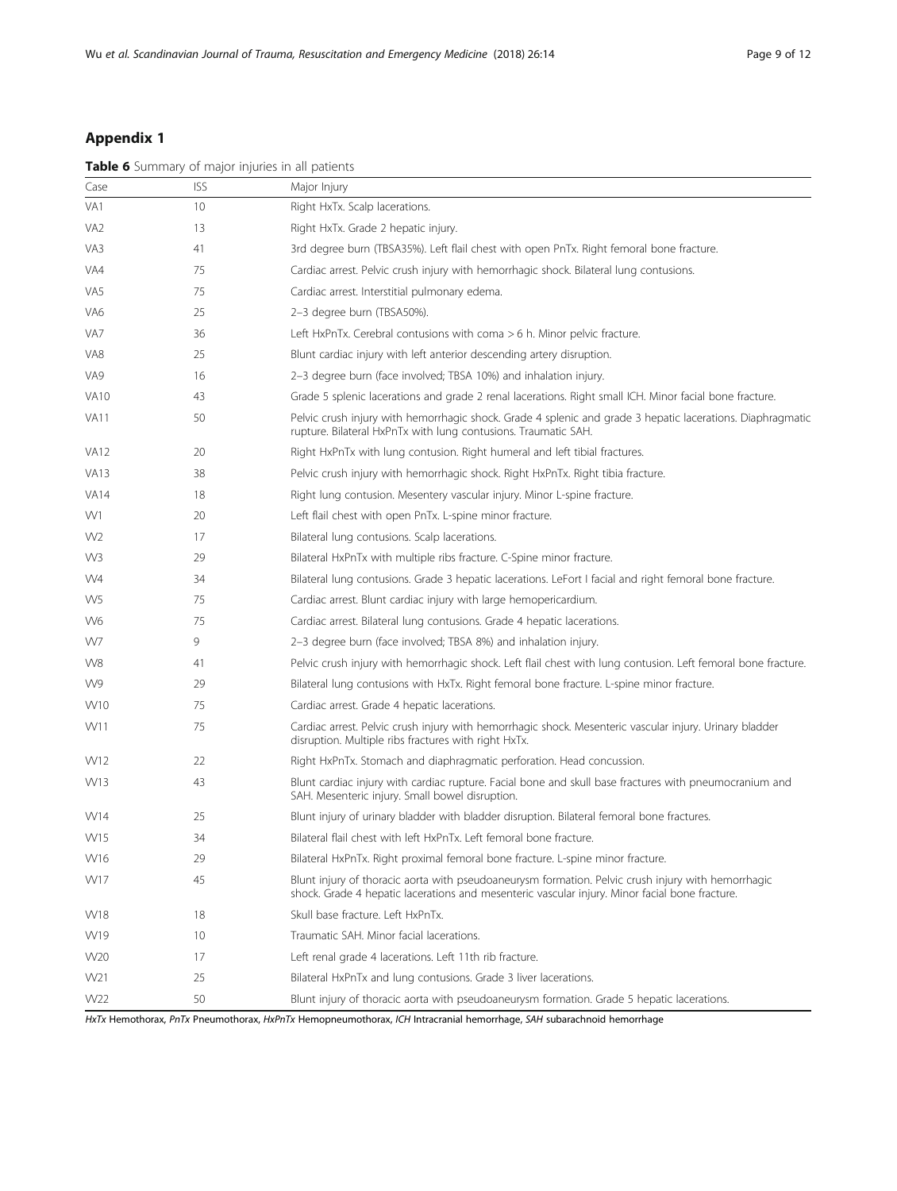## Appendix 1

**Table 6** Summary of major injuries in all patients

| Case | ISS | Major Injury |
|---|---|---|
| VA1 | 10 | Right HxTx. Scalp lacerations. |
| VA2 | 13 | Right HxTx. Grade 2 hepatic injury. |
| VA3 | 41 | 3rd degree burn (TBSA35%). Left flail chest with open PnTx. Right femoral bone fracture. |
| VA4 | 75 | Cardiac arrest. Pelvic crush injury with hemorrhagic shock. Bilateral lung contusions. |
| VA5 | 75 | Cardiac arrest. Interstitial pulmonary edema. |
| VA6 | 25 | 2–3 degree burn (TBSA50%). |
| VA7 | 36 | Left HxPnTx. Cerebral contusions with coma > 6 h. Minor pelvic fracture. |
| VA8 | 25 | Blunt cardiac injury with left anterior descending artery disruption. |
| VA9 | 16 | 2–3 degree burn (face involved; TBSA 10%) and inhalation injury. |
| VA10 | 43 | Grade 5 splenic lacerations and grade 2 renal lacerations. Right small ICH. Minor facial bone fracture. |
| VA11 | 50 | Pelvic crush injury with hemorrhagic shock. Grade 4 splenic and grade 3 hepatic lacerations. Diaphragmatic rupture. Bilateral HxPnTx with lung contusions. Traumatic SAH. |
| VA12 | 20 | Right HxPnTx with lung contusion. Right humeral and left tibial fractures. |
| VA13 | 38 | Pelvic crush injury with hemorrhagic shock. Right HxPnTx. Right tibia fracture. |
| VA14 | 18 | Right lung contusion. Mesentery vascular injury. Minor L-spine fracture. |
| W1 | 20 | Left flail chest with open PnTx. L-spine minor fracture. |
| W2 | 17 | Bilateral lung contusions. Scalp lacerations. |
| W3 | 29 | Bilateral HxPnTx with multiple ribs fracture. C-Spine minor fracture. |
| W4 | 34 | Bilateral lung contusions. Grade 3 hepatic lacerations. LeFort I facial and right femoral bone fracture. |
| W5 | 75 | Cardiac arrest. Blunt cardiac injury with large hemopericardium. |
| W6 | 75 | Cardiac arrest. Bilateral lung contusions. Grade 4 hepatic lacerations. |
| W7 | 9 | 2–3 degree burn (face involved; TBSA 8%) and inhalation injury. |
| W8 | 41 | Pelvic crush injury with hemorrhagic shock. Left flail chest with lung contusion. Left femoral bone fracture. |
| W9 | 29 | Bilateral lung contusions with HxTx. Right femoral bone fracture. L-spine minor fracture. |
| W10 | 75 | Cardiac arrest. Grade 4 hepatic lacerations. |
| W11 | 75 | Cardiac arrest. Pelvic crush injury with hemorrhagic shock. Mesenteric vascular injury. Urinary bladder disruption. Multiple ribs fractures with right HxTx. |
| W12 | 22 | Right HxPnTx. Stomach and diaphragmatic perforation. Head concussion. |
| W13 | 43 | Blunt cardiac injury with cardiac rupture. Facial bone and skull base fractures with pneumocranium and SAH. Mesenteric injury. Small bowel disruption. |
| W14 | 25 | Blunt injury of urinary bladder with bladder disruption. Bilateral femoral bone fractures. |
| W15 | 34 | Bilateral flail chest with left HxPnTx. Left femoral bone fracture. |
| W16 | 29 | Bilateral HxPnTx. Right proximal femoral bone fracture. L-spine minor fracture. |
| W17 | 45 | Blunt injury of thoracic aorta with pseudoaneurysm formation. Pelvic crush injury with hemorrhagic shock. Grade 4 hepatic lacerations and mesenteric vascular injury. Minor facial bone fracture. |
| W18 | 18 | Skull base fracture. Left HxPnTx. |
| W19 | 10 | Traumatic SAH. Minor facial lacerations. |
| W20 | 17 | Left renal grade 4 lacerations. Left 11th rib fracture. |
| W21 | 25 | Bilateral HxPnTx and lung contusions. Grade 3 liver lacerations. |
| W22 | 50 | Blunt injury of thoracic aorta with pseudoaneurysm formation. Grade 5 hepatic lacerations. |

*HxTx* Hemothorax, *PnTx* Pneumothorax, *HxPnTx* Hemopneumothorax, *ICH* Intracranial hemorrhage, *SAH* subarachnoid hemorrhage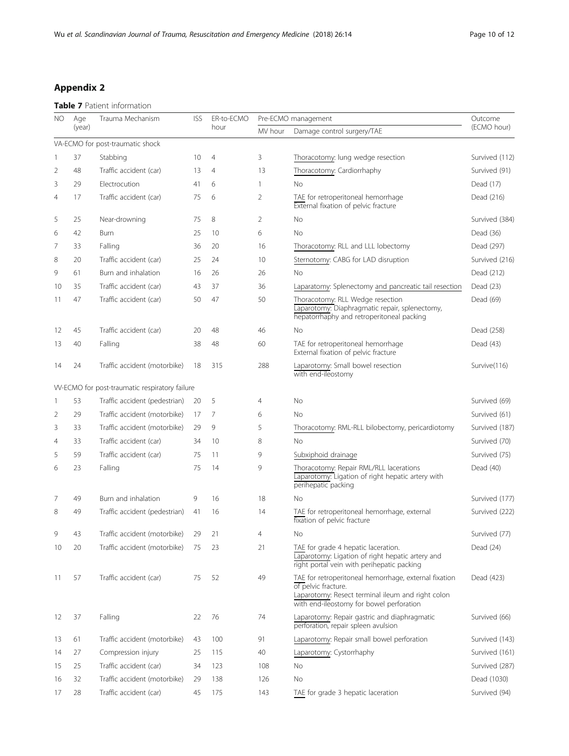## Appendix 2

**Table 7** Patient information

| NO | Age (year) | Trauma Mechanism | ISS | ER-to-ECMO hour | Pre-ECMO management | | Outcome (ECMO hour) |
|---|---|---|---|---|---|---|---|
| | | | | | MV hour | Damage control surgery/TAE | |
| VA-ECMO for post-traumatic shock | | | | | | | |
| 1 | 37 | Stabbing | 10 | 4 | 3 | Thoracotomy: lung wedge resection | Survived (112) |
| 2 | 48 | Traffic accident (car) | 13 | 4 | 13 | Thoracotomy: Cardiorrhaphy | Survived (91) |
| 3 | 29 | Electrocution | 41 | 6 | 1 | No | Dead (17) |
| 4 | 17 | Traffic accident (car) | 75 | 6 | 2 | TAE for retroperitoneal hemorrhage External fixation of pelvic fracture | Dead (216) |
| 5 | 25 | Near-drowning | 75 | 8 | 2 | No | Survived (384) |
| 6 | 42 | Burn | 25 | 10 | 6 | No | Dead (36) |
| 7 | 33 | Falling | 36 | 20 | 16 | Thoracotomy: RLL and LLL lobectomy | Dead (297) |
| 8 | 20 | Traffic accident (car) | 25 | 24 | 10 | Sternotomy: CABG for LAD disruption | Survived (216) |
| 9 | 61 | Burn and inhalation | 16 | 26 | 26 | No | Dead (212) |
| 10 | 35 | Traffic accident (car) | 43 | 37 | 36 | Laparatomy: Splenectomy and pancreatic tail resection | Dead (23) |
| 11 | 47 | Traffic accident (car) | 50 | 47 | 50 | Thoracotomy: RLL Wedge resection Laparatomy: Diaphragmatic repair, splenectomy, hepatorrhaphy and retroperitoneal packing | Dead (69) |
| 12 | 45 | Traffic accident (car) | 20 | 48 | 46 | No | Dead (258) |
| 13 | 40 | Falling | 38 | 48 | 60 | TAE for retroperitoneal hemorrhage External fixation of pelvic fracture | Dead (43) |
| 14 | 24 | Traffic accident (motorbike) | 18 | 315 | 288 | Laparatomy: Small bowel resection with end-ileostomy | Survive(116) |
| VV-ECMO for post-traumatic respiratory failure | | | | | | | |
| 1 | 53 | Traffic accident (pedestrian) | 20 | 5 | 4 | No | Survived (69) |
| 2 | 29 | Traffic accident (motorbike) | 17 | 7 | 6 | No | Survived (61) |
| 3 | 33 | Traffic accident (motorbike) | 29 | 9 | 5 | Thoracotomy: RML-RLL bilobectomy, pericardiotomy | Survived (187) |
| 4 | 33 | Traffic accident (car) | 34 | 10 | 8 | No | Survived (70) |
| 5 | 59 | Traffic accident (car) | 75 | 11 | 9 | Subxiphoid drainage | Survived (75) |
| 6 | 23 | Falling | 75 | 14 | 9 | Thoracotomy: Repair RML/RLL lacerations Laparotomy: Ligation of right hepatic artery with perihepatic packing | Dead (40) |
| 7 | 49 | Burn and inhalation | 9 | 16 | 18 | No | Survived (177) |
| 8 | 49 | Traffic accident (pedestrian) | 41 | 16 | 14 | TAE for retroperitoneal hemorrhage, external fixation of pelvic fracture | Survived (222) |
| 9 | 43 | Traffic accident (motorbike) | 29 | 21 | 4 | No | Survived (77) |
| 10 | 20 | Traffic accident (motorbike) | 75 | 23 | 21 | TAE for grade 4 hepatic laceration. Laparotomy: Ligation of right hepatic artery and right portal vein with perihepatic packing | Dead (24) |
| 11 | 57 | Traffic accident (car) | 75 | 52 | 49 | TAE for retroperitoneal hemorrhage, external fixation of pelvic fracture. Laparotomy: Resect terminal ileum and right colon with end-ileostomy for bowel perforation | Dead (423) |
| 12 | 37 | Falling | 22 | 76 | 74 | Laparotomy: Repair gastric and diaphragmatic perforation, repair spleen avulsion | Survived (66) |
| 13 | 61 | Traffic accident (motorbike) | 43 | 100 | 91 | Laparotomy: Repair small bowel perforation | Survived (143) |
| 14 | 27 | Compression injury | 25 | 115 | 40 | Laparotomy: Cystorrhaphy | Survived (161) |
| 15 | 25 | Traffic accident (car) | 34 | 123 | 108 | No | Survived (287) |
| 16 | 32 | Traffic accident (motorbike) | 29 | 138 | 126 | No | Dead (1030) |
| 17 | 28 | Traffic accident (car) | 45 | 175 | 143 | TAE for grade 3 hepatic laceration | Survived (94) |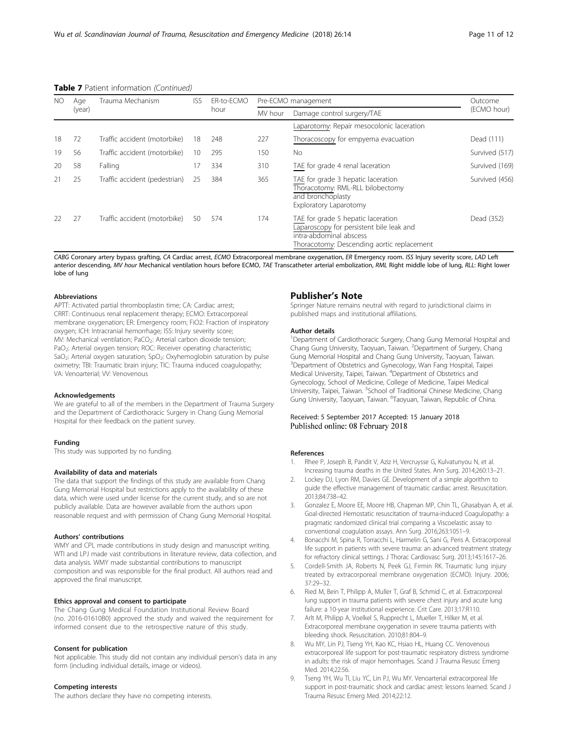**Table 7** Patient information *(Continued)*

| NO | Age (year) | Trauma Mechanism | ISS | ER-to-ECMO hour | Pre-ECMO management | | Outcome (ECMO hour) |
|---|---|---|---|---|---|---|---|
| | | | | | MV hour | Damage control surgery/TAE | |
| | | | | | | Laparotomy: Repair mesocolonic laceration | |
| 18 | 72 | Traffic accident (motorbike) | 18 | 248 | 227 | Thoracoscopy for empyema evacuation | Dead (111) |
| 19 | 56 | Traffic accident (motorbike) | 10 | 295 | 150 | No | Survived (517) |
| 20 | 58 | Falling | 17 | 334 | 310 | TAE for grade 4 renal laceration | Survived (169) |
| 21 | 25 | Traffic accident (pedestrian) | 25 | 384 | 365 | TAE for grade 3 hepatic laceration<br>Thoracotomy: RML-RLL bilobectomy and bronchoplasty<br>Exploratory Laparotomy | Survived (456) |
| 22 | 27 | Traffic accident (motorbike) | 50 | 574 | 174 | TAE for grade 5 hepatic laceration<br>Laparoscopy for persistent bile leak and intra-abdominal abscess<br>Thoracotomy: Descending aortic replacement | Dead (352) |

*CABG* Coronary artery bypass grafting, *CA* Cardiac arrest, *ECMO* Extracorporeal membrane oxygenation, *ER* Emergency room. *ISS* Injury severity score, *LAD* Left anterior descending, *MV hour* Mechanical ventilation hours before ECMO, *TAE* Transcatheter arterial embolization, *RML* Right middle lobe of lung, *RLL*: Right lower lobe of lung

#### Abbreviations

APTT: Activated partial thromboplastin time; CA: Cardiac arrest; CRRT: Continuous renal replacement therapy; ECMO: Extracorporeal membrane oxygenation; ER: Emergency room; FiO2: Fraction of inspiratory oxygen; ICH: Intracranial hemorrhage; ISS: Injury severity score; MV: Mechanical ventilation; $PaCO_2$: Arterial carbon dioxide tension; $PaO_2$: Arterial oxygen tension; ROC: Receiver operating characteristic; $SaO_2$: Arterial oxygen saturation; $SpO_2$: Oxyhemoglobin saturation by pulse oximetry; TBI: Traumatic brain injury; TIC: Trauma induced coagulopathy; VA: Venoarterial; VV: Venovenous

#### Acknowledgements

We are grateful to all of the members in the Department of Trauma Surgery and the Department of Cardiothoracic Surgery in Chang Gung Memorial Hospital for their feedback on the patient survey.

#### Funding

This study was supported by no funding.

#### Availability of data and materials

The data that support the findings of this study are available from Chang Gung Memorial Hospital but restrictions apply to the availability of these data, which were used under license for the current study, and so are not publicly available. Data are however available from the authors upon reasonable request and with permission of Chang Gung Memorial Hospital.

#### Authors' contributions

WMY and CPL made contributions in study design and manuscript writing. WTI and LPJ made vast contributions in literature review, data collection, and data analysis. WMY made substantial contributions to manuscript composition and was responsible for the final product. All authors read and approved the final manuscript.

#### Ethics approval and consent to participate

The Chang Gung Medical Foundation Institutional Review Board (no. 2016-01610B0) approved the study and waived the requirement for informed consent due to the retrospective nature of this study.

#### Consent for publication

Not applicable. This study did not contain any individual person's data in any form (including individual details, image or videos).

#### Competing interests

The authors declare they have no competing interests.

## Publisher's Note

Springer Nature remains neutral with regard to jurisdictional claims in published maps and institutional affiliations.

#### Author details

[1]Department of Cardiothoracic Surgery, Chang Gung Memorial Hospital and Chang Gung University, Taoyuan, Taiwan. [2]Department of Surgery, Chang Gung Memorial Hospital and Chang Gung University, Taoyuan, Taiwan. [3]Department of Obstetrics and Gynecology, Wan Fang Hospital, Taipei Medical University, Taipei, Taiwan. [4]Department of Obstetrics and Gynecology, School of Medicine, College of Medicine, Taipei Medical University, Taipei, Taiwan. [5]School of Traditional Chinese Medicine, Chang Gung University, Taoyuan, Taiwan. [6]Taoyuan, Taiwan, Republic of China.

Received: 5 September 2017 Accepted: 15 January 2018
Published online: 08 February 2018

#### References

1. Rhee P, Joseph B, Pandit V, Aziz H, Vercruysse G, Kulvatunyou N, et al. Increasing trauma deaths in the United States. Ann Surg. 2014;260:13–21.
2. Lockey DJ, Lyon RM, Davies GE. Development of a simple algorithm to guide the effective management of traumatic cardiac arrest. Resuscitation. 2013;84:738–42.
3. Gonzalez E, Moore EE, Moore HB, Chapman MP, Chin TL, Ghasabyan A, et al. Goal-directed Hemostatic resuscitation of trauma-induced Coagulopathy: a pragmatic randomized clinical trial comparing a Viscoelastic assay to conventional coagulation assays. Ann Surg. 2016;263:1051–9.
4. Bonacchi M, Spina R, Torracchi L, Harmelin G, Sani G, Peris A. Extracorporeal life support in patients with severe trauma: an advanced treatment strategy for refractory clinical settings. J Thorac Cardiovasc Surg. 2013;145:1617–26.
5. Cordell-Smith JA, Roberts N, Peek GJ, Firmin RK. Traumatic lung injury treated by extracorporeal membrane oxygenation (ECMO). Injury. 2006; 37:29–32.
6. Ried M, Bein T, Philipp A, Muller T, Graf B, Schmid C, et al. Extracorporeal lung support in trauma patients with severe chest injury and acute lung failure: a 10-year institutional experience. Crit Care. 2013;17:R110.
7. Arlt M, Philipp A, Voelkel S, Rupprecht L, Mueller T, Hilker M, et al. Extracorporeal membrane oxygenation in severe trauma patients with bleeding shock. Resuscitation. 2010;81:804–9.
8. Wu MY, Lin PJ, Tseng YH, Kao KC, Hsiao HL, Huang CC. Venovenous extracorporeal life support for post-traumatic respiratory distress syndrome in adults: the risk of major hemorrhages. Scand J Trauma Resusc Emerg Med. 2014;22:56.
9. Tseng YH, Wu TI, Liu YC, Lin PJ, Wu MY. Venoarterial extracorporeal life support in post-traumatic shock and cardiac arrest: lessons learned. Scand J Trauma Resusc Emerg Med. 2014;22:12.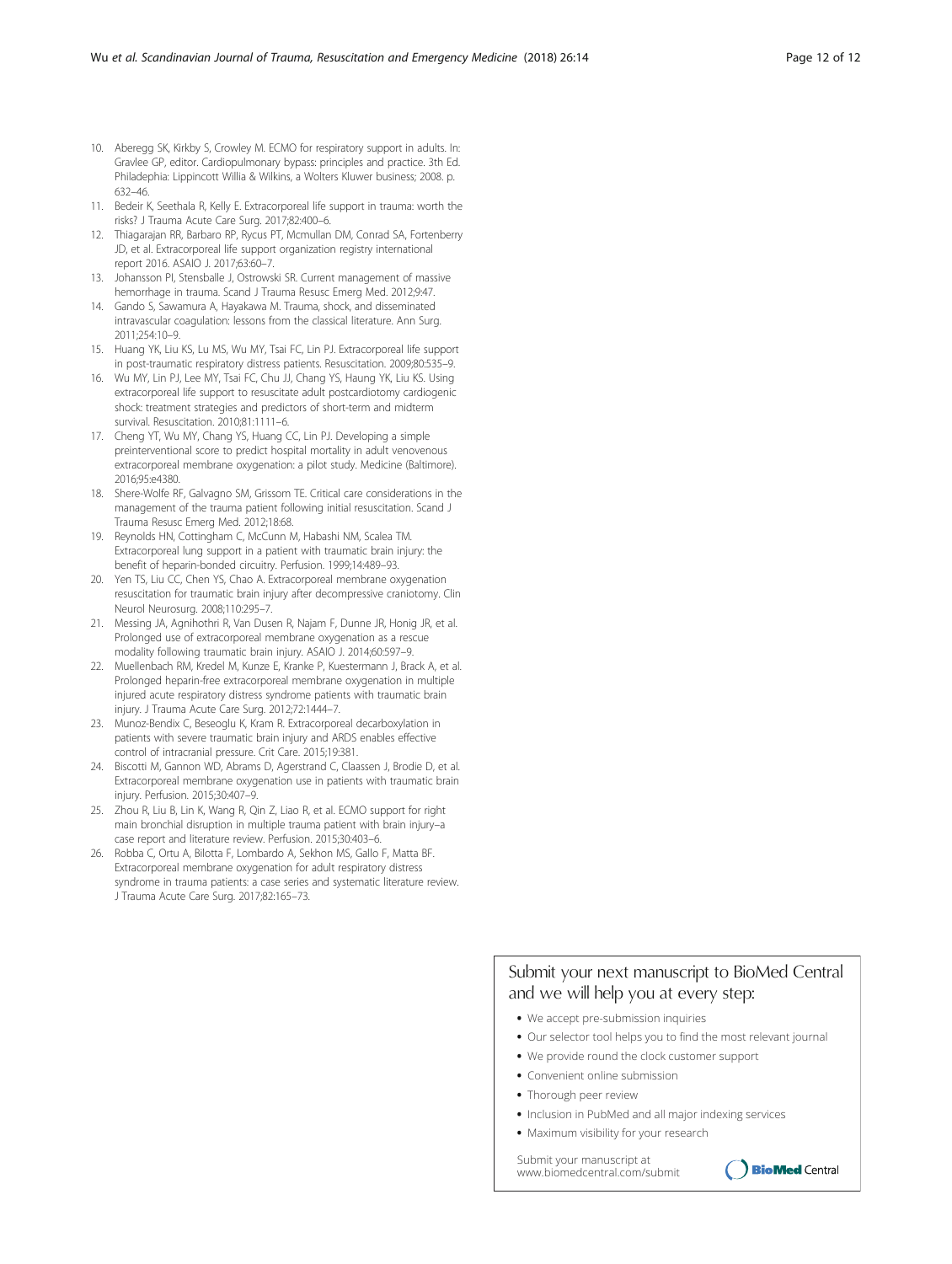10. Aberegg SK, Kirkby S, Crowley M. ECMO for respiratory support in adults. In: Gravlee GP, editor. Cardiopulmonary bypass: principles and practice. 3th Ed. Philadephia: Lippincott Willia & Wilkins, a Wolters Kluwer business; 2008. p. 632–46.
11. Bedeir K, Seethala R, Kelly E. Extracorporeal life support in trauma: worth the risks? J Trauma Acute Care Surg. 2017;82:400–6.
12. Thiagarajan RR, Barbaro RP, Rycus PT, Mcmullan DM, Conrad SA, Fortenberry JD, et al. Extracorporeal life support organization registry international report 2016. ASAIO J. 2017;63:60–7.
13. Johansson PI, Stensballe J, Ostrowski SR. Current management of massive hemorrhage in trauma. Scand J Trauma Resusc Emerg Med. 2012;9:47.
14. Gando S, Sawamura A, Hayakawa M. Trauma, shock, and disseminated intravascular coagulation: lessons from the classical literature. Ann Surg. 2011;254:10–9.
15. Huang YK, Liu KS, Lu MS, Wu MY, Tsai FC, Lin PJ. Extracorporeal life support in post-traumatic respiratory distress patients. Resuscitation. 2009;80:535–9.
16. Wu MY, Lin PJ, Lee MY, Tsai FC, Chu JJ, Chang YS, Haung YK, Liu KS. Using extracorporeal life support to resuscitate adult postcardiotomy cardiogenic shock: treatment strategies and predictors of short-term and midterm survival. Resuscitation. 2010;81:1111–6.
17. Cheng YT, Wu MY, Chang YS, Huang CC, Lin PJ. Developing a simple preinterventional score to predict hospital mortality in adult venovenous extracorporeal membrane oxygenation: a pilot study. Medicine (Baltimore). 2016;95:e4380.
18. Shere-Wolfe RF, Galvagno SM, Grissom TE. Critical care considerations in the management of the trauma patient following initial resuscitation. Scand J Trauma Resusc Emerg Med. 2012;18:68.
19. Reynolds HN, Cottingham C, McCunn M, Habashi NM, Scalea TM. Extracorporeal lung support in a patient with traumatic brain injury: the benefit of heparin-bonded circuitry. Perfusion. 1999;14:489–93.
20. Yen TS, Liu CC, Chen YS, Chao A. Extracorporeal membrane oxygenation resuscitation for traumatic brain injury after decompressive craniotomy. Clin Neurol Neurosurg. 2008;110:295–7.
21. Messing JA, Agnihothri R, Van Dusen R, Najam F, Dunne JR, Honig JR, et al. Prolonged use of extracorporeal membrane oxygenation as a rescue modality following traumatic brain injury. ASAIO J. 2014;60:597–9.
22. Muellenbach RM, Kredel M, Kunze E, Kranke P, Kuestermann J, Brack A, et al. Prolonged heparin-free extracorporeal membrane oxygenation in multiple injured acute respiratory distress syndrome patients with traumatic brain injury. J Trauma Acute Care Surg. 2012;72:1444–7.
23. Munoz-Bendix C, Beseoglu K, Kram R. Extracorporeal decarboxylation in patients with severe traumatic brain injury and ARDS enables effective control of intracranial pressure. Crit Care. 2015;19:381.
24. Biscotti M, Gannon WD, Abrams D, Agerstrand C, Claassen J, Brodie D, et al. Extracorporeal membrane oxygenation use in patients with traumatic brain injury. Perfusion. 2015;30:407–9.
25. Zhou R, Liu B, Lin K, Wang R, Qin Z, Liao R, et al. ECMO support for right main bronchial disruption in multiple trauma patient with brain injury–a case report and literature review. Perfusion. 2015;30:403–6.
26. Robba C, Ortu A, Bilotta F, Lombardo A, Sekhon MS, Gallo F, Matta BF. Extracorporeal membrane oxygenation for adult respiratory distress syndrome in trauma patients: a case series and systematic literature review. J Trauma Acute Care Surg. 2017;82:165–73.

Submit your next manuscript to BioMed Central and we will help you at every step:

- We accept pre-submission inquiries
- Our selector tool helps you to find the most relevant journal
- We provide round the clock customer support
- Convenient online submission
- Thorough peer review
- Inclusion in PubMed and all major indexing services
- Maximum visibility for your research

Submit your manuscript at www.biomedcentral.com/submit

BioMed Central